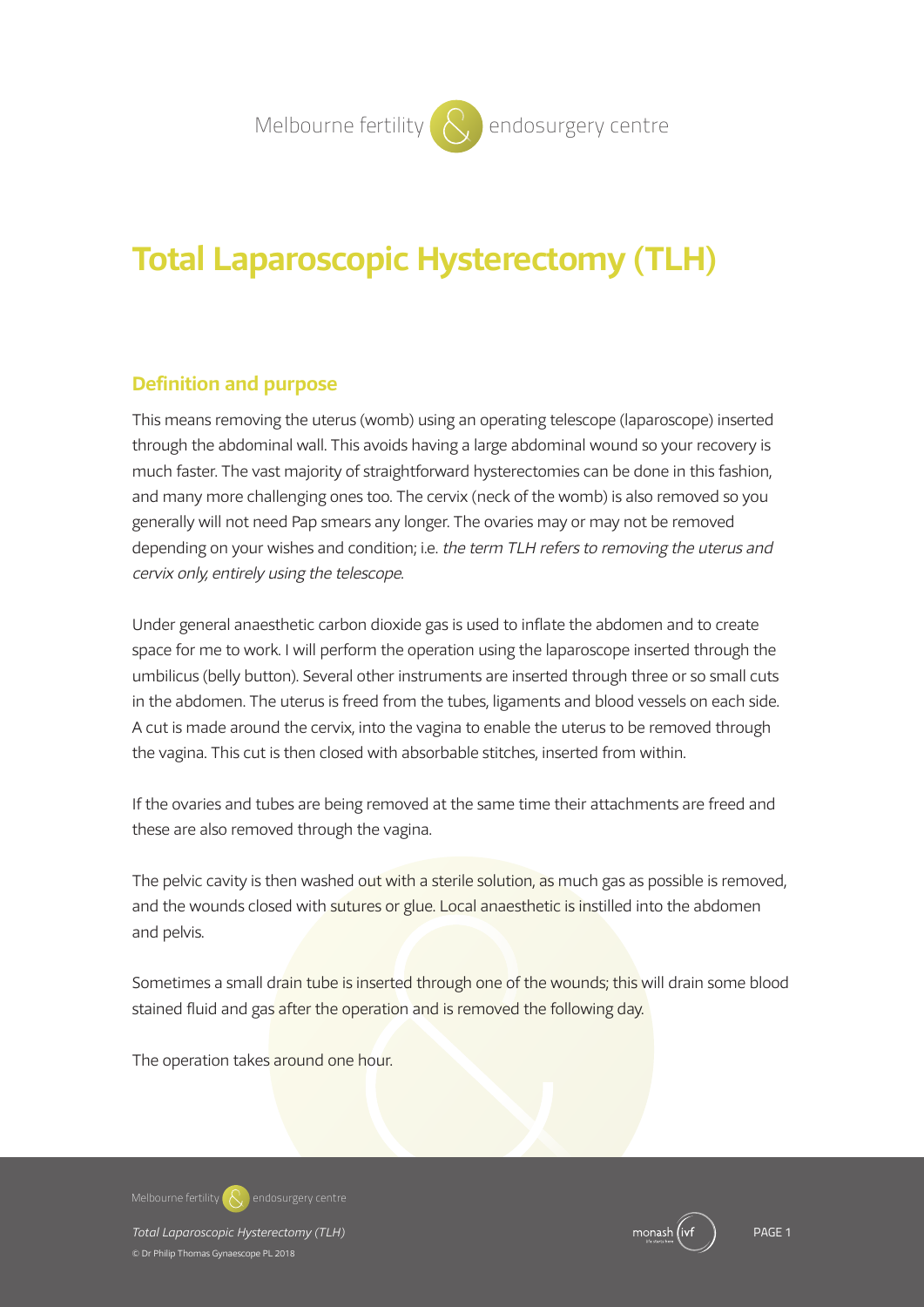# Total Laparoscopic Hysterectomy (TLH)

## Definition and purpose

This means removing the uterus (womb) using an operating telescope (laparoscope) inserted through the abdominal wall. This avoids having a large abdominal wound so your recovery is much faster. The vast majority of straightforward hysterectomies can be done in this fashion, and many more challenging ones too. The cervix (neck of the womb) is also removed so you generally will not need Pap smears any longer. The ovaries may or may not be removed depending on your wishes and condition; i.e. *the term TLH refers to removing the uterus and cervix only, entirely using the telescope*.

Under general anaesthetic carbon dioxide gas is used to inflate the abdomen and to create space for me to work. I will perform the operation using the laparoscope inserted through the umbilicus (belly button). Several other instruments are inserted through three or so small cuts in the abdomen. The uterus is freed from the tubes, ligaments and blood vessels on each side. A cut is made around the cervix, into the vagina to enable the uterus to be removed through the vagina. This cut is then closed with absorbable stitches, inserted from within.

If the ovaries and tubes are being removed at the same time their attachments are freed and these are also removed through the vagina.

The pelvic cavity is then washed out with a sterile solution, as much gas as possible is removed, and the wounds closed with sutures or glue. Local anaesthetic is instilled into the abdomen and pelvis.

Sometimes a small drain tube is inserted through one of the wounds; this will drain some blood stained fluid and gas after the operation and is removed the following day.

The operation takes around one hour.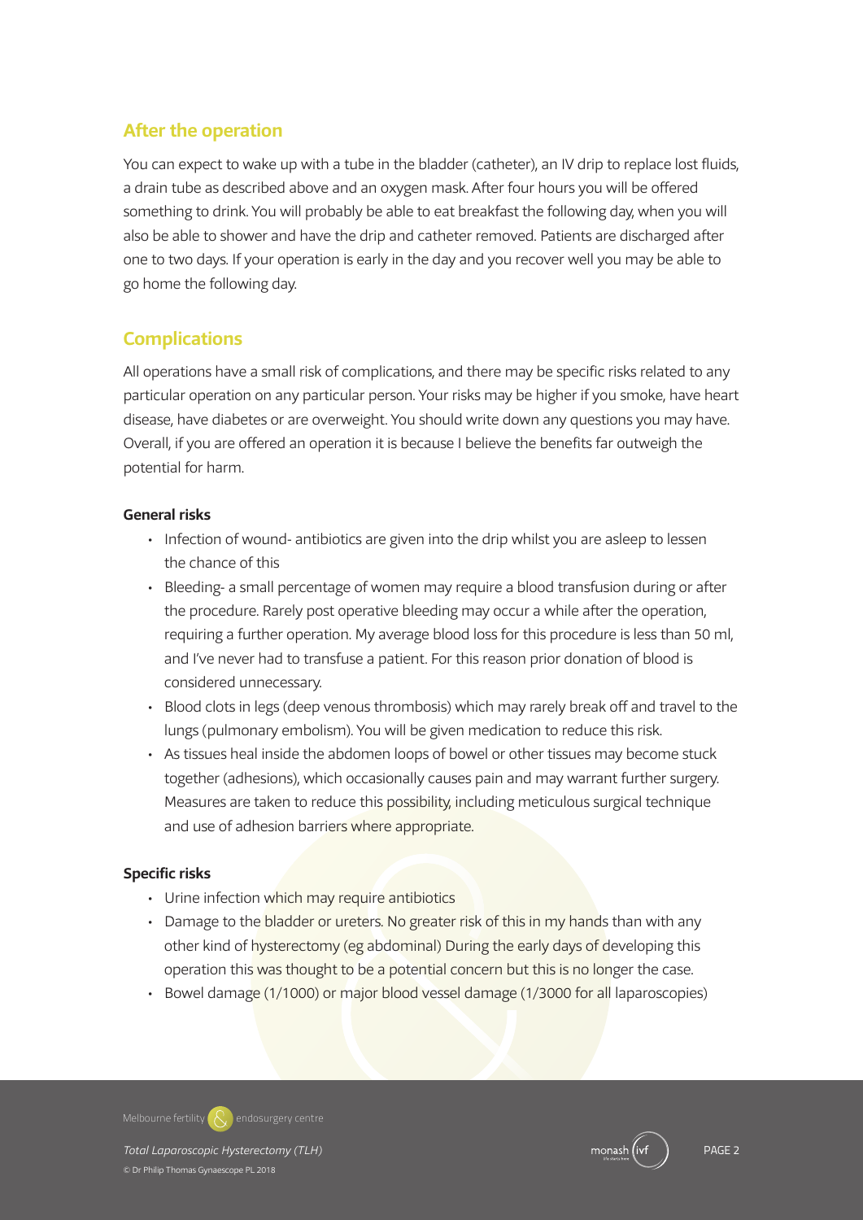## After the operation

You can expect to wake up with a tube in the bladder (catheter), an IV drip to replace lost fluids, a drain tube as described above and an oxygen mask. After four hours you will be offered something to drink. You will probably be able to eat breakfast the following day, when you will also be able to shower and have the drip and catheter removed. Patients are discharged after one to two days. If your operation is early in the day and you recover well you may be able to go home the following day.

## Complications

All operations have a small risk of complications, and there may be specific risks related to any particular operation on any particular person. Your risks may be higher if you smoke, have heart disease, have diabetes or are overweight. You should write down any questions you may have. Overall, if you are offered an operation it is because I believe the benefits far outweigh the potential for harm.

**General risks**

- Infection of wound- antibiotics are given into the drip whilst you are asleep to lessen the chance of this
- Bleeding- a small percentage of women may require a blood transfusion during or after the procedure. Rarely post operative bleeding may occur a while after the operation, requiring a further operation. My average blood loss for this procedure is less than 50 ml, and I've never had to transfuse a patient. For this reason prior donation of blood is considered unnecessary.
- Blood clots in legs (deep venous thrombosis) which may rarely break off and travel to the lungs (pulmonary embolism). You will be given medication to reduce this risk.
- As tissues heal inside the abdomen loops of bowel or other tissues may become stuck together (adhesions), which occasionally causes pain and may warrant further surgery. Measures are taken to reduce this possibility, including meticulous surgical technique and use of adhesion barriers where appropriate.

**Specific risks**

- Urine infection which may require antibiotics
- Damage to the bladder or ureters. No greater risk of this in my hands than with any other kind of hysterectomy (eg abdominal) During the early days of developing this operation this was thought to be a potential concern but this is no longer the case.
- Bowel damage (1/1000) or major blood vessel damage (1/3000 for all laparoscopies)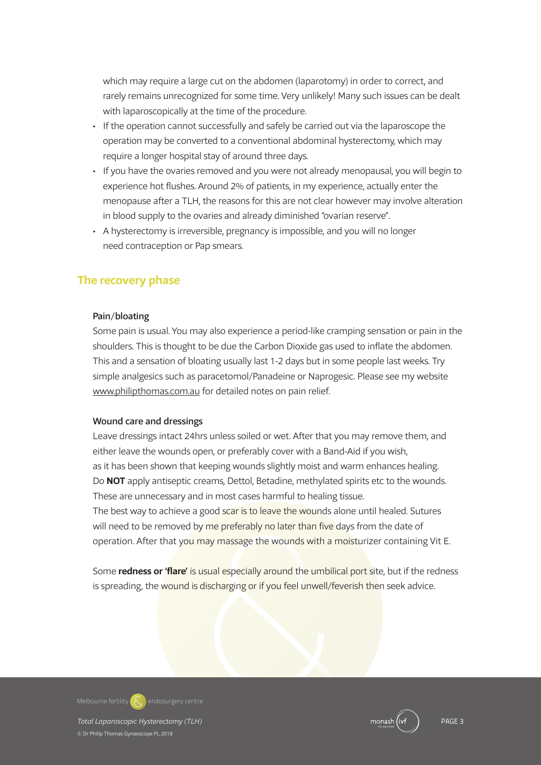which may require a large cut on the abdomen (laparotomy) in order to correct, and rarely remains unrecognized for some time. Very unlikely! Many such issues can be dealt with laparoscopically at the time of the procedure.

- If the operation cannot successfully and safely be carried out via the laparoscope the operation may be converted to a conventional abdominal hysterectomy, which may require a longer hospital stay of around three days.
- If you have the ovaries removed and you were not already menopausal, you will begin to experience hot flushes. Around 2% of patients, in my experience, actually enter the menopause after a TLH, the reasons for this are not clear however may involve alteration in blood supply to the ovaries and already diminished "ovarian reserve".
- A hysterectomy is irreversible, pregnancy is impossible, and you will no longer need contraception or Pap smears.

## The recovery phase

### Pain/bloating

Some pain is usual. You may also experience a period-like cramping sensation or pain in the shoulders. This is thought to be due the Carbon Dioxide gas used to inflate the abdomen. This and a sensation of bloating usually last 1-2 days but in some people last weeks. Try simple analgesics such as paracetomol/Panadeine or Naprogesic. Please see my website www.philipthomas.com.au for detailed notes on pain relief.

### Wound care and dressings

Leave dressings intact 24hrs unless soiled or wet. After that you may remove them, and either leave the wounds open, or preferably cover with a Band-Aid if you wish, as it has been shown that keeping wounds slightly moist and warm enhances healing. Do **NOT** apply antiseptic creams, Dettol, Betadine, methylated spirits etc to the wounds. These are unnecessary and in most cases harmful to healing tissue.
The best way to achieve a good scar is to leave the wounds alone until healed. Sutures will need to be removed by me preferably no later than five days from the date of operation. After that you may massage the wounds with a moisturizer containing Vit E.

Some **redness or 'flare'** is usual especially around the umbilical port site, but if the redness is spreading, the wound is discharging or if you feel unwell/feverish then seek advice.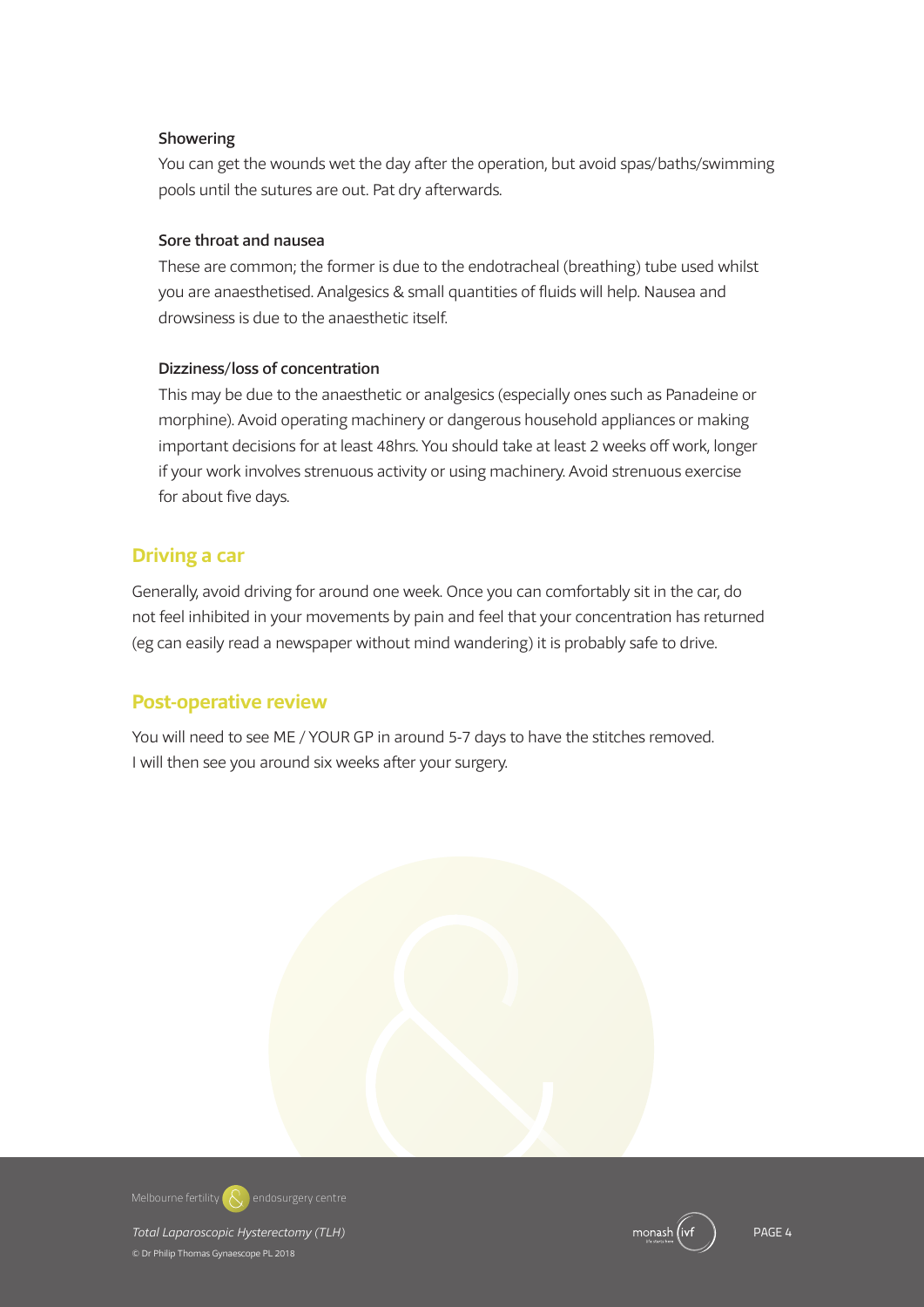### Showering

You can get the wounds wet the day after the operation, but avoid spas/baths/swimming pools until the sutures are out. Pat dry afterwards.

### Sore throat and nausea

These are common; the former is due to the endotracheal (breathing) tube used whilst you are anaesthetised. Analgesics & small quantities of fluids will help. Nausea and drowsiness is due to the anaesthetic itself.

### Dizziness/loss of concentration

This may be due to the anaesthetic or analgesics (especially ones such as Panadeine or morphine). Avoid operating machinery or dangerous household appliances or making important decisions for at least 48hrs. You should take at least 2 weeks off work, longer if your work involves strenuous activity or using machinery. Avoid strenuous exercise for about five days.

## Driving a car

Generally, avoid driving for around one week. Once you can comfortably sit in the car, do not feel inhibited in your movements by pain and feel that your concentration has returned (eg can easily read a newspaper without mind wandering) it is probably safe to drive.

## Post-operative review

You will need to see ME / YOUR GP in around 5-7 days to have the stitches removed. I will then see you around six weeks after your surgery.